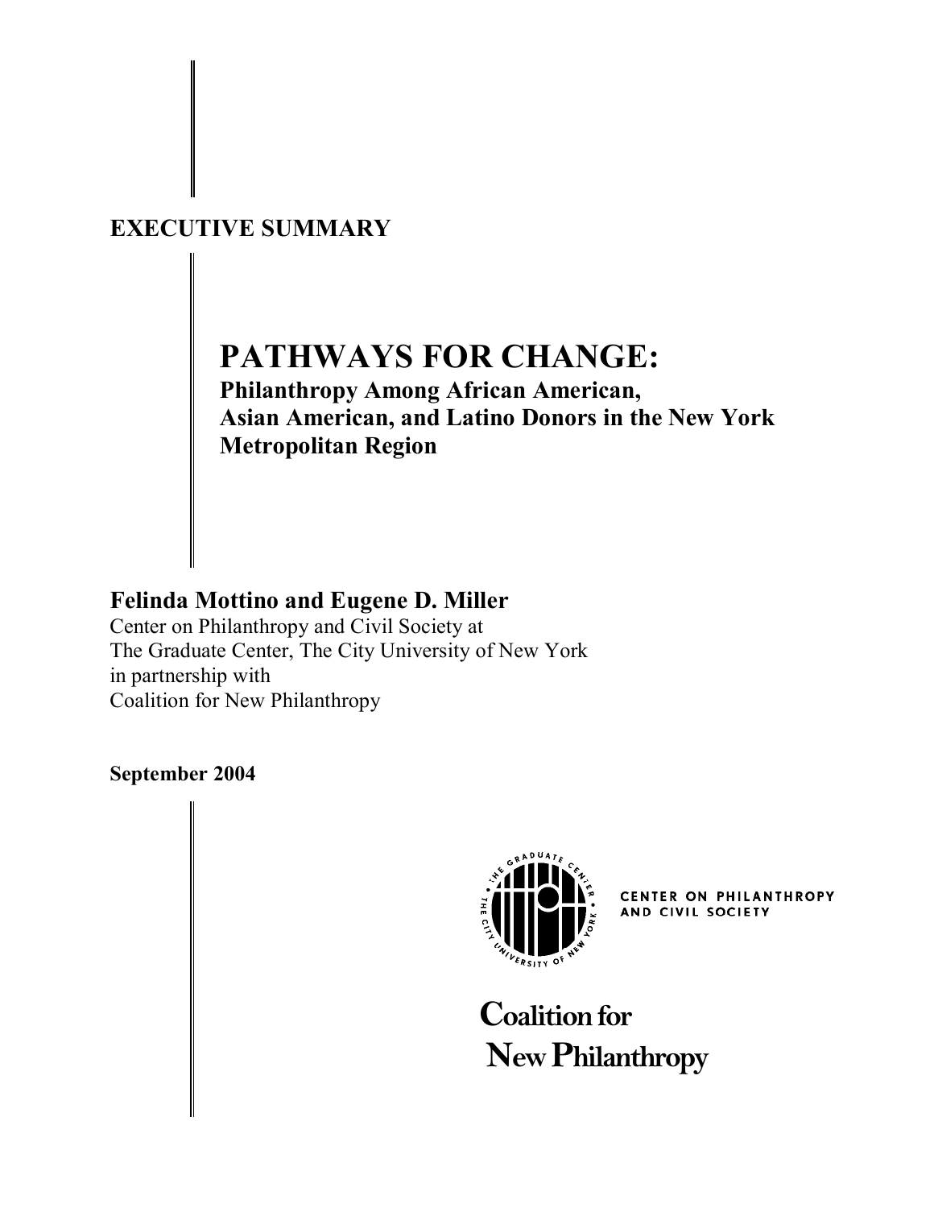**EXECUTIVE SUMMARY**

# PATHWAYS FOR CHANGE:

## Philanthropy Among African American, Asian American, and Latino Donors in the New York Metropolitan Region

**Felinda Mottino and Eugene D. Miller**

Center on Philanthropy and Civil Society at
The Graduate Center, The City University of New York
in partnership with
Coalition for New Philanthropy

**September 2004**

CENTER ON PHILANTHROPY AND CIVIL SOCIETY

Coalition for New Philanthropy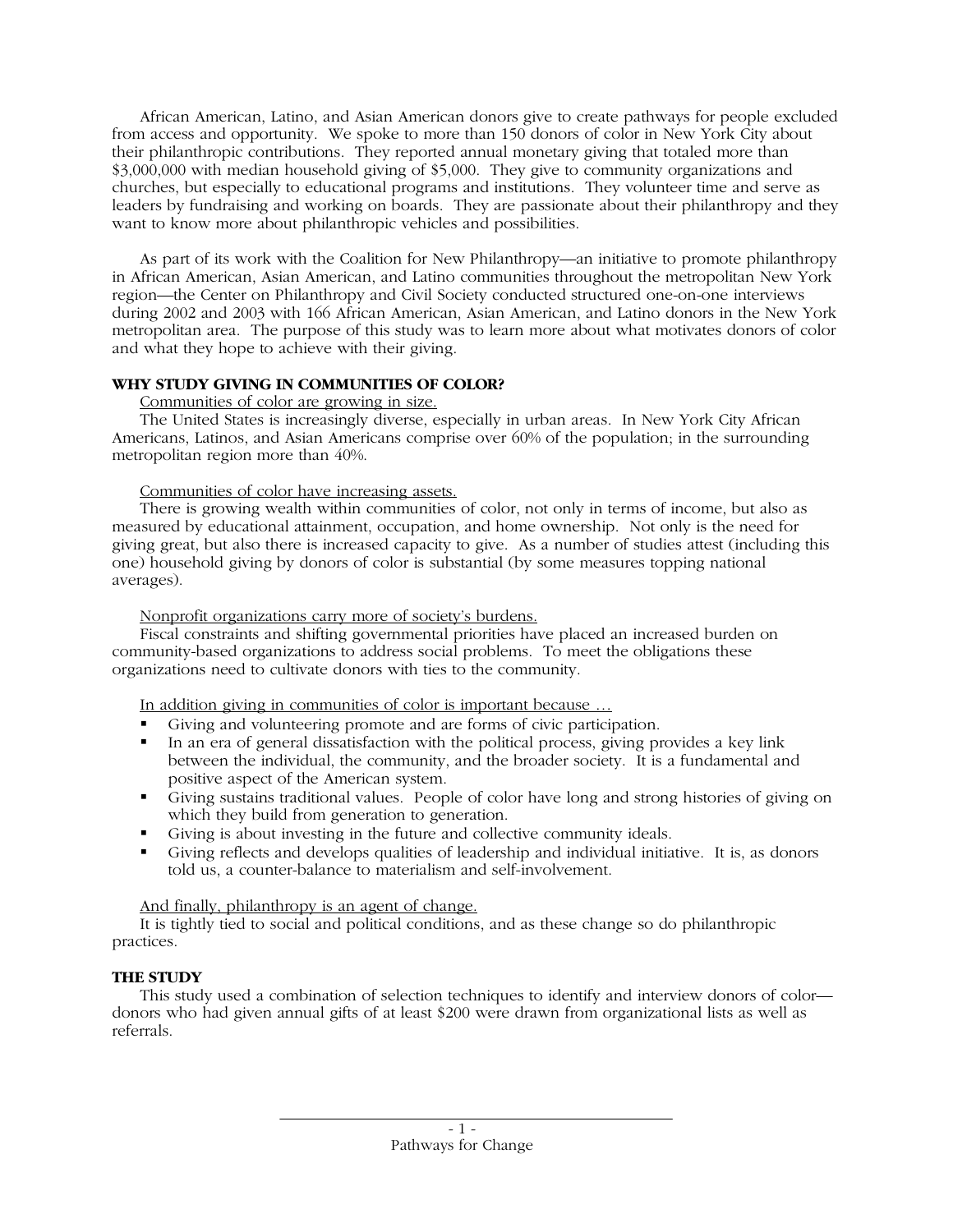African American, Latino, and Asian American donors give to create pathways for people excluded from access and opportunity. We spoke to more than 150 donors of color in New York City about their philanthropic contributions. They reported annual monetary giving that totaled more than $3,000,000 with median household giving of $5,000. They give to community organizations and churches, but especially to educational programs and institutions. They volunteer time and serve as leaders by fundraising and working on boards. They are passionate about their philanthropy and they want to know more about philanthropic vehicles and possibilities.

As part of its work with the Coalition for New Philanthropy—an initiative to promote philanthropy in African American, Asian American, and Latino communities throughout the metropolitan New York region—the Center on Philanthropy and Civil Society conducted structured one-on-one interviews during 2002 and 2003 with 166 African American, Asian American, and Latino donors in the New York metropolitan area. The purpose of this study was to learn more about what motivates donors of color and what they hope to achieve with their giving.

## WHY STUDY GIVING IN COMMUNITIES OF COLOR?

Communities of color are growing in size.

The United States is increasingly diverse, especially in urban areas. In New York City African Americans, Latinos, and Asian Americans comprise over 60% of the population; in the surrounding metropolitan region more than 40%.

Communities of color have increasing assets.

There is growing wealth within communities of color, not only in terms of income, but also as measured by educational attainment, occupation, and home ownership. Not only is the need for giving great, but also there is increased capacity to give. As a number of studies attest (including this one) household giving by donors of color is substantial (by some measures topping national averages).

Nonprofit organizations carry more of society's burdens.

Fiscal constraints and shifting governmental priorities have placed an increased burden on community-based organizations to address social problems. To meet the obligations these organizations need to cultivate donors with ties to the community.

In addition giving in communities of color is important because …

- Giving and volunteering promote and are forms of civic participation.
- In an era of general dissatisfaction with the political process, giving provides a key link between the individual, the community, and the broader society. It is a fundamental and positive aspect of the American system.
- Giving sustains traditional values. People of color have long and strong histories of giving on which they build from generation to generation.
- Giving is about investing in the future and collective community ideals.
- Giving reflects and develops qualities of leadership and individual initiative. It is, as donors told us, a counter-balance to materialism and self-involvement.

And finally, philanthropy is an agent of change.

It is tightly tied to social and political conditions, and as these change so do philanthropic practices.

## THE STUDY

This study used a combination of selection techniques to identify and interview donors of color—donors who had given annual gifts of at least $200 were drawn from organizational lists as well as referrals.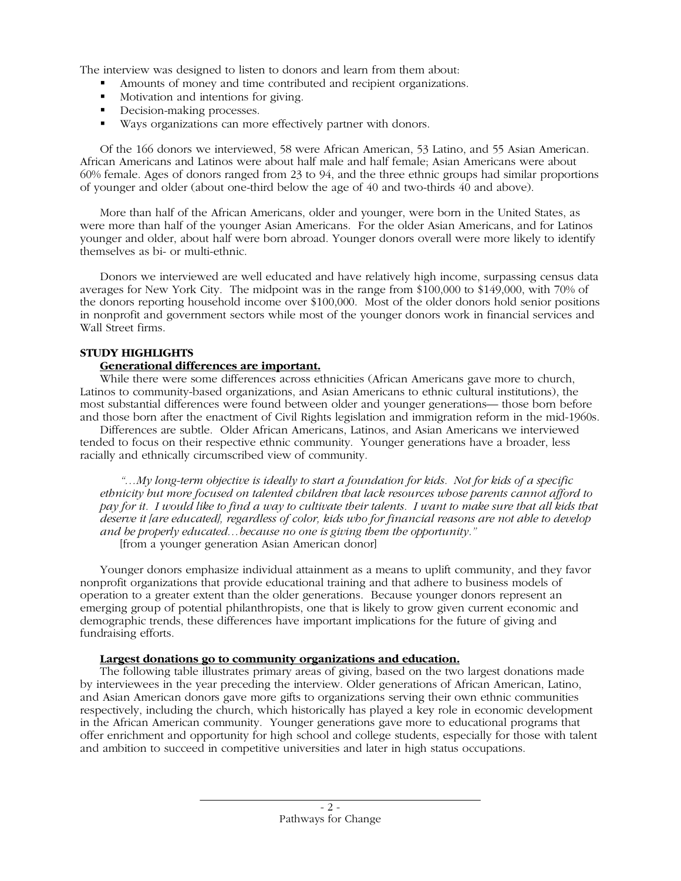The interview was designed to listen to donors and learn from them about:

- Amounts of money and time contributed and recipient organizations.
- Motivation and intentions for giving.
- Decision-making processes.
- Ways organizations can more effectively partner with donors.

Of the 166 donors we interviewed, 58 were African American, 53 Latino, and 55 Asian American. African Americans and Latinos were about half male and half female; Asian Americans were about 60% female. Ages of donors ranged from 23 to 94, and the three ethnic groups had similar proportions of younger and older (about one-third below the age of 40 and two-thirds 40 and above).

More than half of the African Americans, older and younger, were born in the United States, as were more than half of the younger Asian Americans. For the older Asian Americans, and for Latinos younger and older, about half were born abroad. Younger donors overall were more likely to identify themselves as bi- or multi-ethnic.

Donors we interviewed are well educated and have relatively high income, surpassing census data averages for New York City. The midpoint was in the range from $100,000 to $149,000, with 70% of the donors reporting household income over $100,000. Most of the older donors hold senior positions in nonprofit and government sectors while most of the younger donors work in financial services and Wall Street firms.

## STUDY HIGHLIGHTS

### Generational differences are important.

While there were some differences across ethnicities (African Americans gave more to church, Latinos to community-based organizations, and Asian Americans to ethnic cultural institutions), the most substantial differences were found between older and younger generations— those born before and those born after the enactment of Civil Rights legislation and immigration reform in the mid-1960s.

Differences are subtle. Older African Americans, Latinos, and Asian Americans we interviewed tended to focus on their respective ethnic community. Younger generations have a broader, less racially and ethnically circumscribed view of community.

*"…My long-term objective is ideally to start a foundation for kids. Not for kids of a specific ethnicity but more focused on talented children that lack resources whose parents cannot afford to pay for it. I would like to find a way to cultivate their talents. I want to make sure that all kids that deserve it [are educated], regardless of color, kids who for financial reasons are not able to develop and be properly educated…because no one is giving them the opportunity."*
[from a younger generation Asian American donor]

Younger donors emphasize individual attainment as a means to uplift community, and they favor nonprofit organizations that provide educational training and that adhere to business models of operation to a greater extent than the older generations. Because younger donors represent an emerging group of potential philanthropists, one that is likely to grow given current economic and demographic trends, these differences have important implications for the future of giving and fundraising efforts.

### Largest donations go to community organizations and education.

The following table illustrates primary areas of giving, based on the two largest donations made by interviewees in the year preceding the interview. Older generations of African American, Latino, and Asian American donors gave more gifts to organizations serving their own ethnic communities respectively, including the church, which historically has played a key role in economic development in the African American community. Younger generations gave more to educational programs that offer enrichment and opportunity for high school and college students, especially for those with talent and ambition to succeed in competitive universities and later in high status occupations.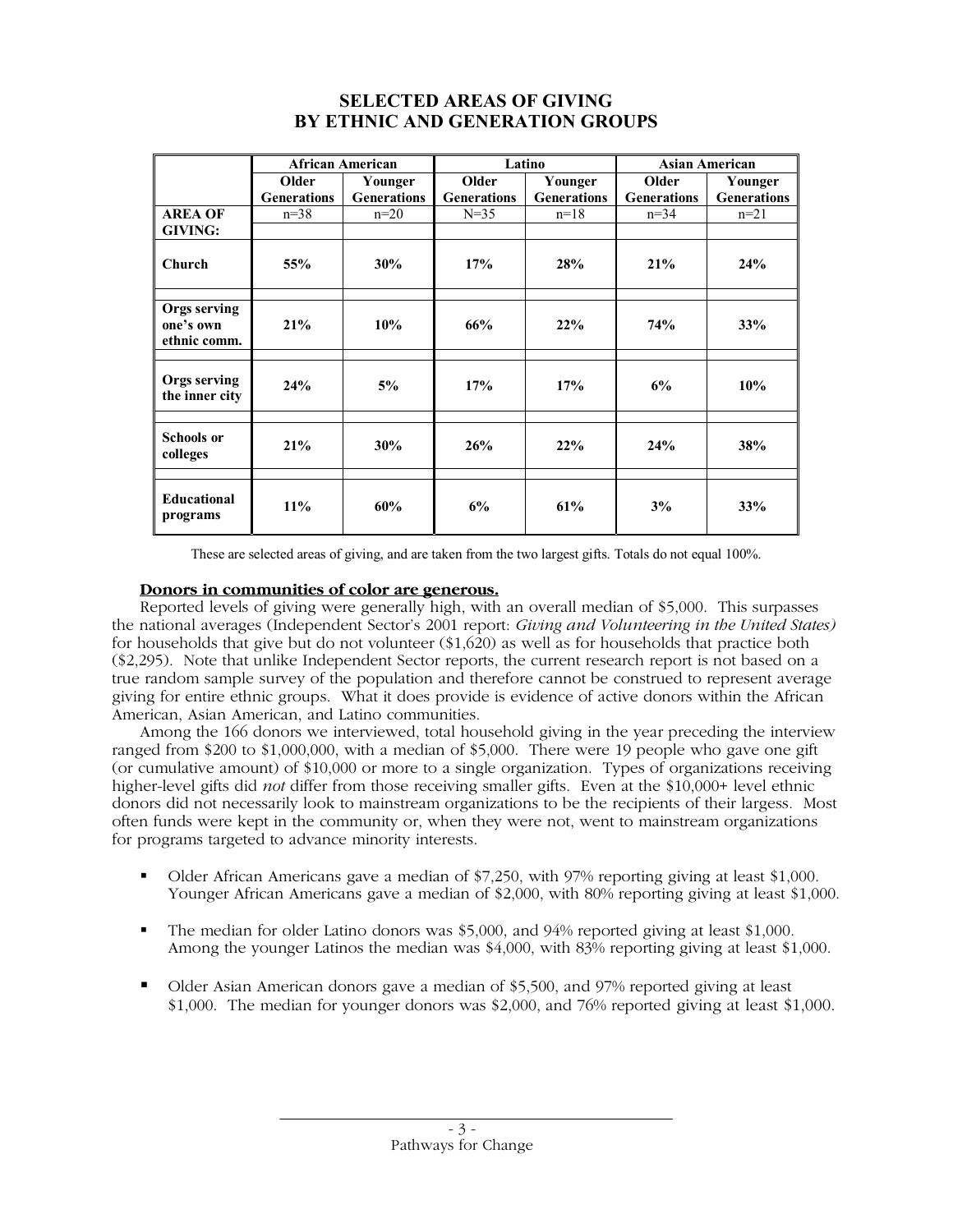## SELECTED AREAS OF GIVING BY ETHNIC AND GENERATION GROUPS

| | African American | | Latino | | Asian American | |
|---|---|---|---|---|---|---|
| | Older Generations | Younger Generations | Older Generations | Younger Generations | Older Generations | Younger Generations |
| **AREA OF GIVING:** | n=38 | n=20 | N=35 | n=18 | n=34 | n=21 |
| **Church** | **55%** | **30%** | **17%** | **28%** | **21%** | **24%** |
| **Orgs serving one's own ethnic comm.** | **21%** | **10%** | **66%** | **22%** | **74%** | **33%** |
| **Orgs serving the inner city** | **24%** | **5%** | **17%** | **17%** | **6%** | **10%** |
| **Schools or colleges** | **21%** | **30%** | **26%** | **22%** | **24%** | **38%** |
| **Educational programs** | **11%** | **60%** | **6%** | **61%** | **3%** | **33%** |

These are selected areas of giving, and are taken from the two largest gifts. Totals do not equal 100%.

**Donors in communities of color are generous.**

Reported levels of giving were generally high, with an overall median of $5,000. This surpasses the national averages (Independent Sector's 2001 report: *Giving and Volunteering in the United States)* for households that give but do not volunteer ($1,620) as well as for households that practice both ($2,295). Note that unlike Independent Sector reports, the current research report is not based on a true random sample survey of the population and therefore cannot be construed to represent average giving for entire ethnic groups. What it does provide is evidence of active donors within the African American, Asian American, and Latino communities.

Among the 166 donors we interviewed, total household giving in the year preceding the interview ranged from $200 to $1,000,000, with a median of $5,000. There were 19 people who gave one gift (or cumulative amount) of $10,000 or more to a single organization. Types of organizations receiving higher-level gifts did *not* differ from those receiving smaller gifts. Even at the $10,000+ level ethnic donors did not necessarily look to mainstream organizations to be the recipients of their largess. Most often funds were kept in the community or, when they were not, went to mainstream organizations for programs targeted to advance minority interests.

- Older African Americans gave a median of $7,250, with 97% reporting giving at least $1,000. Younger African Americans gave a median of $2,000, with 80% reporting giving at least $1,000.
- The median for older Latino donors was $5,000, and 94% reported giving at least $1,000. Among the younger Latinos the median was $4,000, with 83% reporting giving at least $1,000.
- Older Asian American donors gave a median of $5,500, and 97% reported giving at least $1,000. The median for younger donors was $2,000, and 76% reported giving at least $1,000.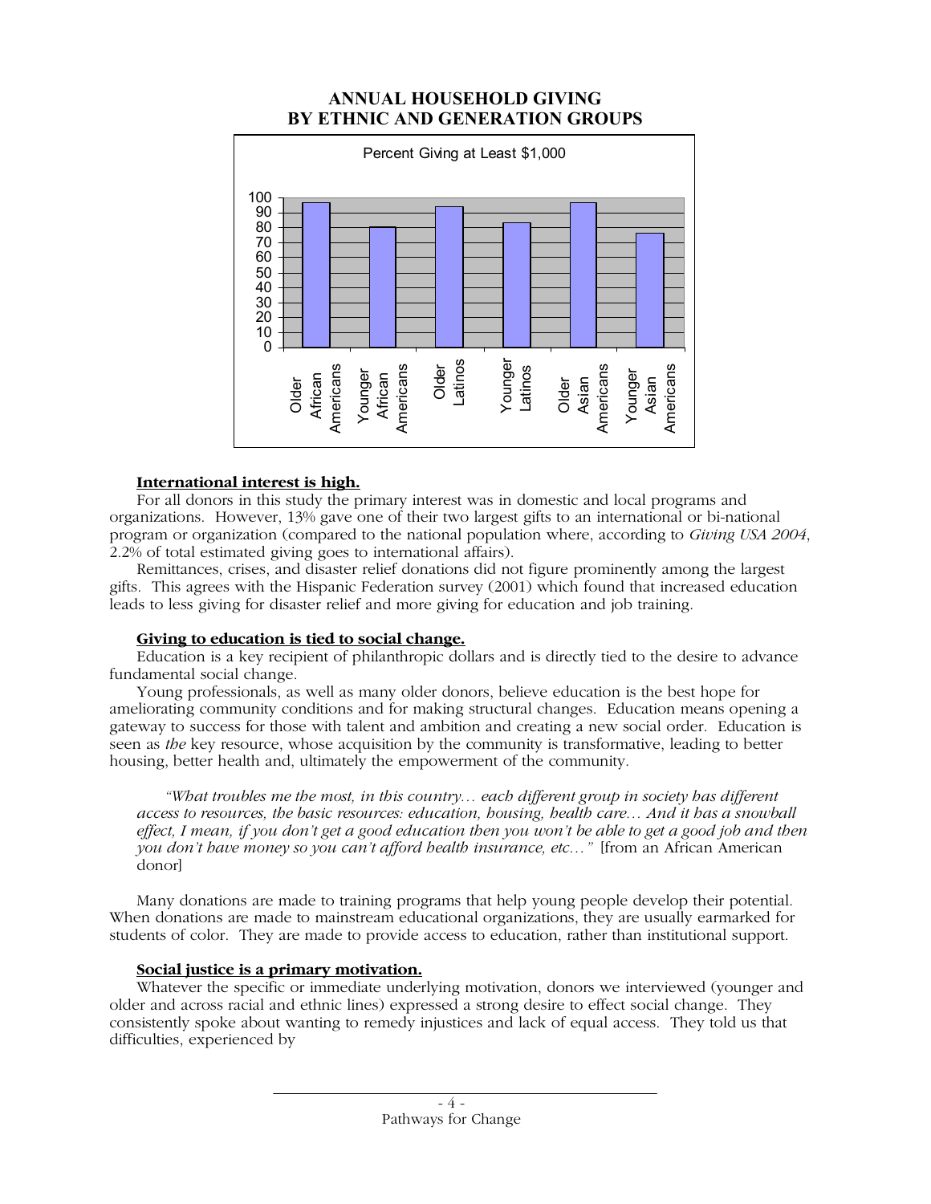## ANNUAL HOUSEHOLD GIVING BY ETHNIC AND GENERATION GROUPS

Percent Giving at Least $1,000

| Group | Percent |
|---|---|
| Older African Americans | ~97 |
| Younger African Americans | ~80 |
| Older Latinos | ~94 |
| Younger Latinos | ~83 |
| Older Asian Americans | ~97 |
| Younger Asian Americans | ~76 |

**International interest is high.**

For all donors in this study the primary interest was in domestic and local programs and organizations. However, 13% gave one of their two largest gifts to an international or bi-national program or organization (compared to the national population where, according to *Giving USA 2004*, 2.2% of total estimated giving goes to international affairs).

Remittances, crises, and disaster relief donations did not figure prominently among the largest gifts. This agrees with the Hispanic Federation survey (2001) which found that increased education leads to less giving for disaster relief and more giving for education and job training.

**Giving to education is tied to social change.**

Education is a key recipient of philanthropic dollars and is directly tied to the desire to advance fundamental social change.

Young professionals, as well as many older donors, believe education is the best hope for ameliorating community conditions and for making structural changes. Education means opening a gateway to success for those with talent and ambition and creating a new social order. Education is seen as *the* key resource, whose acquisition by the community is transformative, leading to better housing, better health and, ultimately the empowerment of the community.

> *"What troubles me the most, in this country… each different group in society has different access to resources, the basic resources: education, housing, health care… And it has a snowball effect, I mean, if you don't get a good education then you won't be able to get a good job and then you don't have money so you can't afford health insurance, etc…"* [from an African American donor]

Many donations are made to training programs that help young people develop their potential. When donations are made to mainstream educational organizations, they are usually earmarked for students of color. They are made to provide access to education, rather than institutional support.

**Social justice is a primary motivation.**

Whatever the specific or immediate underlying motivation, donors we interviewed (younger and older and across racial and ethnic lines) expressed a strong desire to effect social change. They consistently spoke about wanting to remedy injustices and lack of equal access. They told us that difficulties, experienced by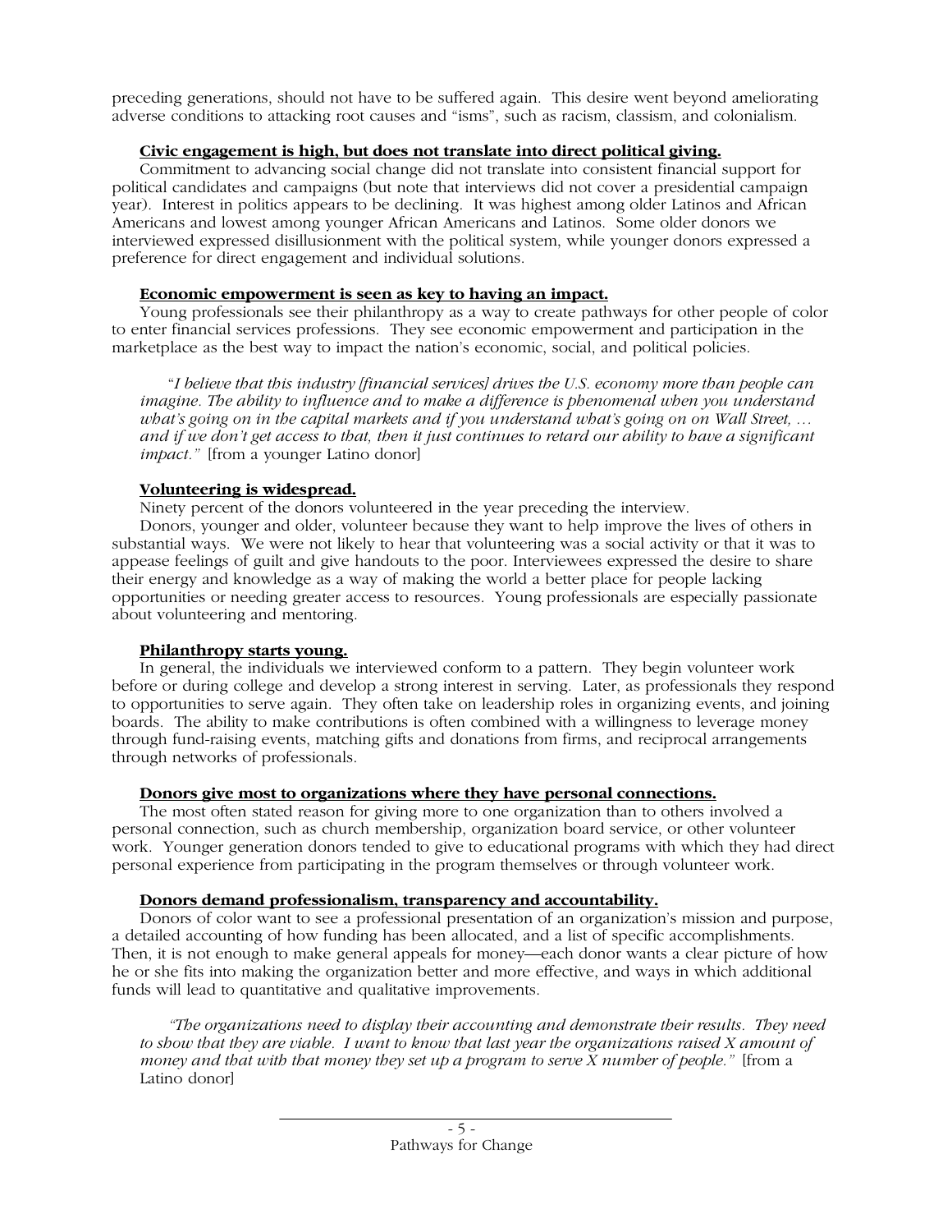preceding generations, should not have to be suffered again. This desire went beyond ameliorating adverse conditions to attacking root causes and "isms", such as racism, classism, and colonialism.

**Civic engagement is high, but does not translate into direct political giving.**

Commitment to advancing social change did not translate into consistent financial support for political candidates and campaigns (but note that interviews did not cover a presidential campaign year). Interest in politics appears to be declining. It was highest among older Latinos and African Americans and lowest among younger African Americans and Latinos. Some older donors we interviewed expressed disillusionment with the political system, while younger donors expressed a preference for direct engagement and individual solutions.

**Economic empowerment is seen as key to having an impact.**

Young professionals see their philanthropy as a way to create pathways for other people of color to enter financial services professions. They see economic empowerment and participation in the marketplace as the best way to impact the nation's economic, social, and political policies.

> "*I believe that this industry [financial services] drives the U.S. economy more than people can imagine. The ability to influence and to make a difference is phenomenal when you understand what's going on in the capital markets and if you understand what's going on on Wall Street, … and if we don't get access to that, then it just continues to retard our ability to have a significant impact."* [from a younger Latino donor]

**Volunteering is widespread.**

Ninety percent of the donors volunteered in the year preceding the interview.

Donors, younger and older, volunteer because they want to help improve the lives of others in substantial ways. We were not likely to hear that volunteering was a social activity or that it was to appease feelings of guilt and give handouts to the poor. Interviewees expressed the desire to share their energy and knowledge as a way of making the world a better place for people lacking opportunities or needing greater access to resources. Young professionals are especially passionate about volunteering and mentoring.

**Philanthropy starts young.**

In general, the individuals we interviewed conform to a pattern. They begin volunteer work before or during college and develop a strong interest in serving. Later, as professionals they respond to opportunities to serve again. They often take on leadership roles in organizing events, and joining boards. The ability to make contributions is often combined with a willingness to leverage money through fund-raising events, matching gifts and donations from firms, and reciprocal arrangements through networks of professionals.

**Donors give most to organizations where they have personal connections.**

The most often stated reason for giving more to one organization than to others involved a personal connection, such as church membership, organization board service, or other volunteer work. Younger generation donors tended to give to educational programs with which they had direct personal experience from participating in the program themselves or through volunteer work.

**Donors demand professionalism, transparency and accountability.**

Donors of color want to see a professional presentation of an organization's mission and purpose, a detailed accounting of how funding has been allocated, and a list of specific accomplishments. Then, it is not enough to make general appeals for money—each donor wants a clear picture of how he or she fits into making the organization better and more effective, and ways in which additional funds will lead to quantitative and qualitative improvements.

> *"The organizations need to display their accounting and demonstrate their results. They need to show that they are viable. I want to know that last year the organizations raised X amount of money and that with that money they set up a program to serve X number of people."* [from a Latino donor]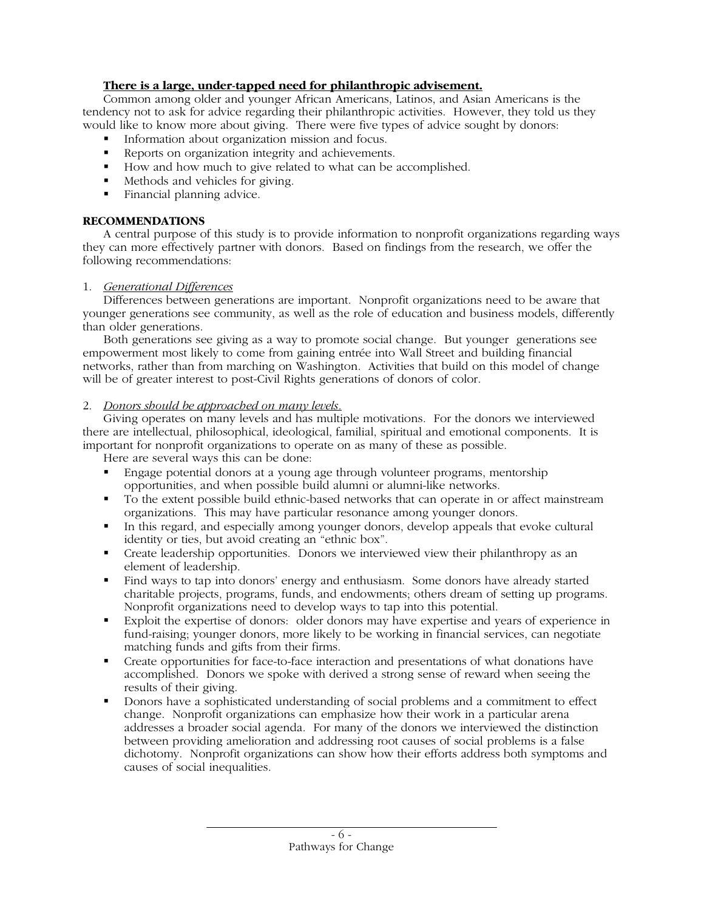**<u>There is a large, under-tapped need for philanthropic advisement.</u>**

Common among older and younger African Americans, Latinos, and Asian Americans is the tendency not to ask for advice regarding their philanthropic activities. However, they told us they would like to know more about giving. There were five types of advice sought by donors:

- Information about organization mission and focus.
- Reports on organization integrity and achievements.
- How and how much to give related to what can be accomplished.
- Methods and vehicles for giving.
- Financial planning advice.

**RECOMMENDATIONS**

A central purpose of this study is to provide information to nonprofit organizations regarding ways they can more effectively partner with donors. Based on findings from the research, we offer the following recommendations:

1. *<u>Generational Differences</u>*

Differences between generations are important. Nonprofit organizations need to be aware that younger generations see community, as well as the role of education and business models, differently than older generations.

Both generations see giving as a way to promote social change. But younger generations see empowerment most likely to come from gaining entrée into Wall Street and building financial networks, rather than from marching on Washington. Activities that build on this model of change will be of greater interest to post-Civil Rights generations of donors of color.

2. *<u>Donors should be approached on many levels.</u>*

Giving operates on many levels and has multiple motivations. For the donors we interviewed there are intellectual, philosophical, ideological, familial, spiritual and emotional components. It is important for nonprofit organizations to operate on as many of these as possible.

Here are several ways this can be done:

- Engage potential donors at a young age through volunteer programs, mentorship opportunities, and when possible build alumni or alumni-like networks.
- To the extent possible build ethnic-based networks that can operate in or affect mainstream organizations. This may have particular resonance among younger donors.
- In this regard, and especially among younger donors, develop appeals that evoke cultural identity or ties, but avoid creating an "ethnic box".
- Create leadership opportunities. Donors we interviewed view their philanthropy as an element of leadership.
- Find ways to tap into donors' energy and enthusiasm. Some donors have already started charitable projects, programs, funds, and endowments; others dream of setting up programs. Nonprofit organizations need to develop ways to tap into this potential.
- Exploit the expertise of donors: older donors may have expertise and years of experience in fund-raising; younger donors, more likely to be working in financial services, can negotiate matching funds and gifts from their firms.
- Create opportunities for face-to-face interaction and presentations of what donations have accomplished. Donors we spoke with derived a strong sense of reward when seeing the results of their giving.
- Donors have a sophisticated understanding of social problems and a commitment to effect change. Nonprofit organizations can emphasize how their work in a particular arena addresses a broader social agenda. For many of the donors we interviewed the distinction between providing amelioration and addressing root causes of social problems is a false dichotomy. Nonprofit organizations can show how their efforts address both symptoms and causes of social inequalities.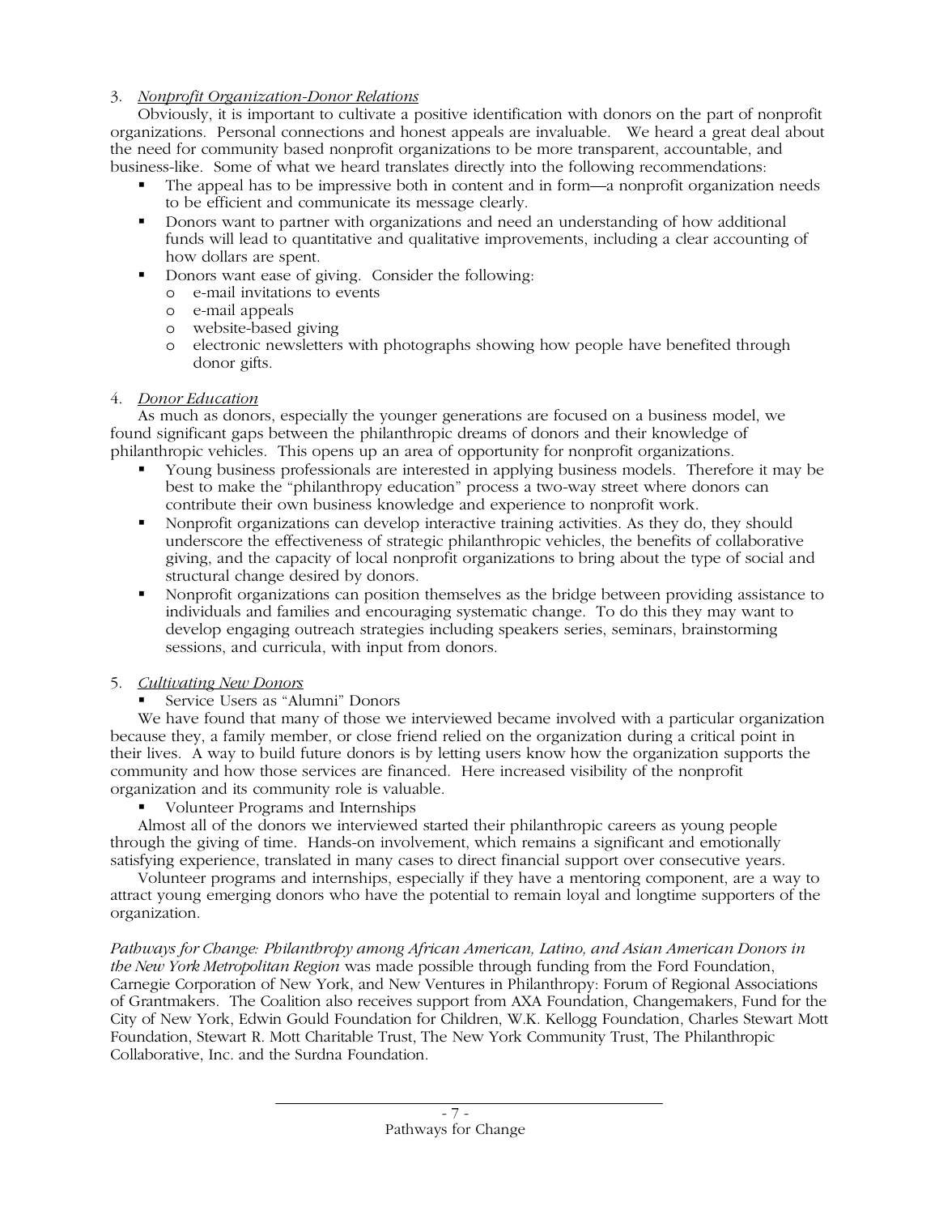3. *Nonprofit Organization-Donor Relations*

Obviously, it is important to cultivate a positive identification with donors on the part of nonprofit organizations. Personal connections and honest appeals are invaluable. We heard a great deal about the need for community based nonprofit organizations to be more transparent, accountable, and business-like. Some of what we heard translates directly into the following recommendations:

- The appeal has to be impressive both in content and in form—a nonprofit organization needs to be efficient and communicate its message clearly.
- Donors want to partner with organizations and need an understanding of how additional funds will lead to quantitative and qualitative improvements, including a clear accounting of how dollars are spent.
- Donors want ease of giving. Consider the following:
    - e-mail invitations to events
    - e-mail appeals
    - website-based giving
    - electronic newsletters with photographs showing how people have benefited through donor gifts.

4. *Donor Education*

As much as donors, especially the younger generations are focused on a business model, we found significant gaps between the philanthropic dreams of donors and their knowledge of philanthropic vehicles. This opens up an area of opportunity for nonprofit organizations.

- Young business professionals are interested in applying business models. Therefore it may be best to make the "philanthropy education" process a two-way street where donors can contribute their own business knowledge and experience to nonprofit work.
- Nonprofit organizations can develop interactive training activities. As they do, they should underscore the effectiveness of strategic philanthropic vehicles, the benefits of collaborative giving, and the capacity of local nonprofit organizations to bring about the type of social and structural change desired by donors.
- Nonprofit organizations can position themselves as the bridge between providing assistance to individuals and families and encouraging systematic change. To do this they may want to develop engaging outreach strategies including speakers series, seminars, brainstorming sessions, and curricula, with input from donors.

5. *Cultivating New Donors*

- Service Users as "Alumni" Donors

We have found that many of those we interviewed became involved with a particular organization because they, a family member, or close friend relied on the organization during a critical point in their lives. A way to build future donors is by letting users know how the organization supports the community and how those services are financed. Here increased visibility of the nonprofit organization and its community role is valuable.

- Volunteer Programs and Internships

Almost all of the donors we interviewed started their philanthropic careers as young people through the giving of time. Hands-on involvement, which remains a significant and emotionally satisfying experience, translated in many cases to direct financial support over consecutive years.

Volunteer programs and internships, especially if they have a mentoring component, are a way to attract young emerging donors who have the potential to remain loyal and longtime supporters of the organization.

*Pathways for Change: Philanthropy among African American, Latino, and Asian American Donors in the New York Metropolitan Region* was made possible through funding from the Ford Foundation, Carnegie Corporation of New York, and New Ventures in Philanthropy: Forum of Regional Associations of Grantmakers. The Coalition also receives support from AXA Foundation, Changemakers, Fund for the City of New York, Edwin Gould Foundation for Children, W.K. Kellogg Foundation, Charles Stewart Mott Foundation, Stewart R. Mott Charitable Trust, The New York Community Trust, The Philanthropic Collaborative, Inc. and the Surdna Foundation.